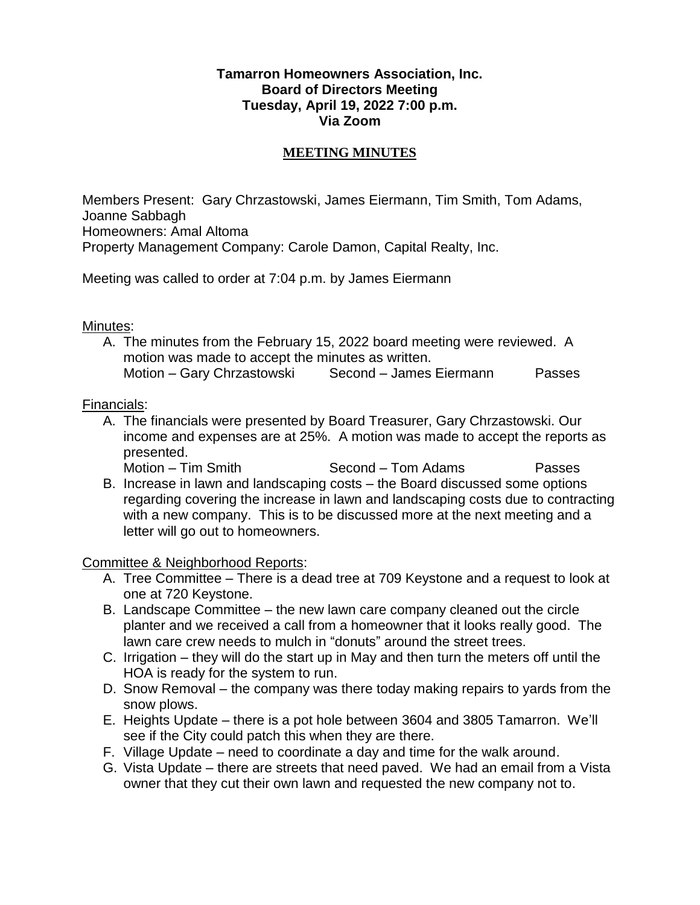**Tamarron Homeowners Association, Inc.**
**Board of Directors Meeting**
**Tuesday, April 19, 2022 7:00 p.m.**
**Via Zoom**

## MEETING MINUTES

Members Present: Gary Chrzastowski, James Eiermann, Tim Smith, Tom Adams, Joanne Sabbagh
Homeowners: Amal Altoma
Property Management Company: Carole Damon, Capital Realty, Inc.

Meeting was called to order at 7:04 p.m. by James Eiermann

Minutes:

A. The minutes from the February 15, 2022 board meeting were reviewed. A motion was made to accept the minutes as written.
   Motion – Gary Chrzastowski     Second – James Eiermann     Passes

Financials:

A. The financials were presented by Board Treasurer, Gary Chrzastowski. Our income and expenses are at 25%. A motion was made to accept the reports as presented.
   Motion – Tim Smith     Second – Tom Adams     Passes
B. Increase in lawn and landscaping costs – the Board discussed some options regarding covering the increase in lawn and landscaping costs due to contracting with a new company. This is to be discussed more at the next meeting and a letter will go out to homeowners.

Committee & Neighborhood Reports:

A. Tree Committee – There is a dead tree at 709 Keystone and a request to look at one at 720 Keystone.
B. Landscape Committee – the new lawn care company cleaned out the circle planter and we received a call from a homeowner that it looks really good. The lawn care crew needs to mulch in "donuts" around the street trees.
C. Irrigation – they will do the start up in May and then turn the meters off until the HOA is ready for the system to run.
D. Snow Removal – the company was there today making repairs to yards from the snow plows.
E. Heights Update – there is a pot hole between 3604 and 3805 Tamarron. We'll see if the City could patch this when they are there.
F. Village Update – need to coordinate a day and time for the walk around.
G. Vista Update – there are streets that need paved. We had an email from a Vista owner that they cut their own lawn and requested the new company not to.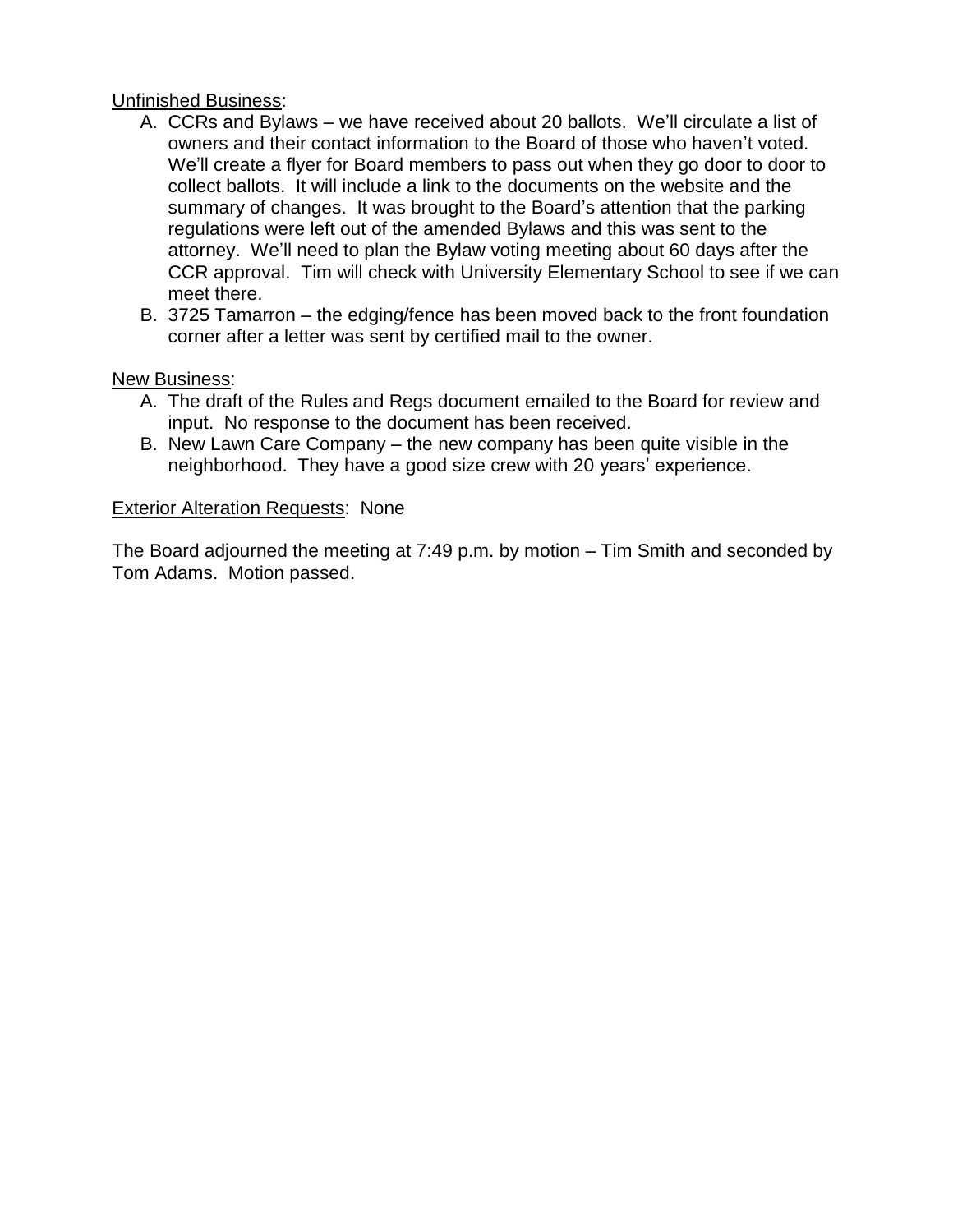Unfinished Business:

A. CCRs and Bylaws – we have received about 20 ballots. We'll circulate a list of owners and their contact information to the Board of those who haven't voted. We'll create a flyer for Board members to pass out when they go door to door to collect ballots. It will include a link to the documents on the website and the summary of changes. It was brought to the Board's attention that the parking regulations were left out of the amended Bylaws and this was sent to the attorney. We'll need to plan the Bylaw voting meeting about 60 days after the CCR approval. Tim will check with University Elementary School to see if we can meet there.
B. 3725 Tamarron – the edging/fence has been moved back to the front foundation corner after a letter was sent by certified mail to the owner.

New Business:

A. The draft of the Rules and Regs document emailed to the Board for review and input. No response to the document has been received.
B. New Lawn Care Company – the new company has been quite visible in the neighborhood. They have a good size crew with 20 years' experience.

Exterior Alteration Requests: None

The Board adjourned the meeting at 7:49 p.m. by motion – Tim Smith and seconded by Tom Adams. Motion passed.